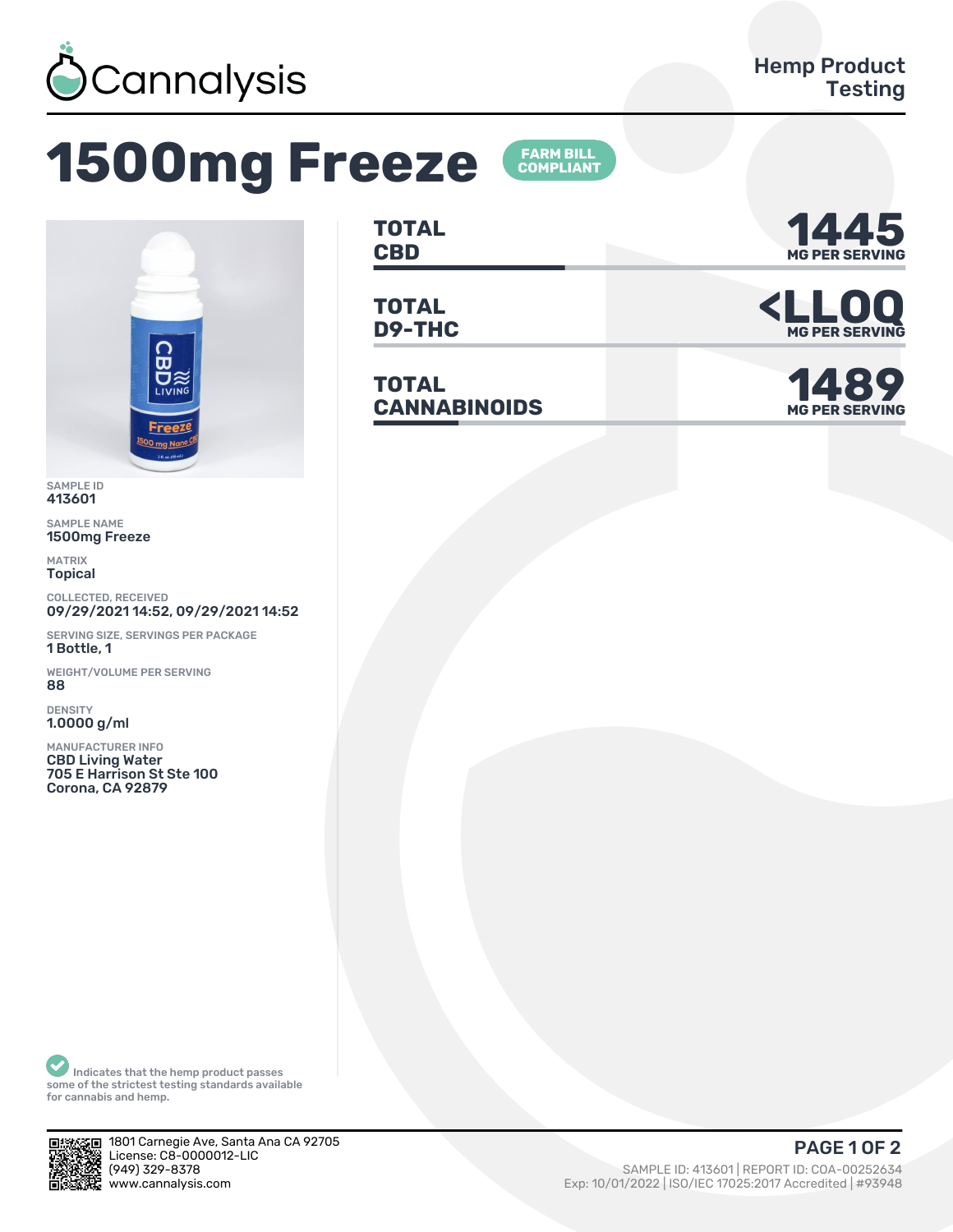Cannalysis

Hemp Product Testing

# 1500mg Freeze

FARM BILL COMPLIANT

| | |
|---|---|
| TOTAL CBD | 1445 MG PER SERVING |
| TOTAL D9-THC | <LLOQ MG PER SERVING |
| TOTAL CANNABINOIDS | 1489 MG PER SERVING |

SAMPLE ID
413601

SAMPLE NAME
1500mg Freeze

MATRIX
Topical

COLLECTED, RECEIVED
09/29/2021 14:52, 09/29/2021 14:52

SERVING SIZE, SERVINGS PER PACKAGE
1 Bottle, 1

WEIGHT/VOLUME PER SERVING
88

DENSITY
1.0000 g/ml

MANUFACTURER INFO
CBD Living Water
705 E Harrison St Ste 100
Corona, CA 92879

Indicates that the hemp product passes some of the strictest testing standards available for cannabis and hemp.

1801 Carnegie Ave, Santa Ana CA 92705
License: C8-0000012-LIC
(949) 329-8378
www.cannalysis.com

SAMPLE ID: 413601 | REPORT ID: COA-00252634
Exp: 10/01/2022 | ISO/IEC 17025:2017 Accredited | #93948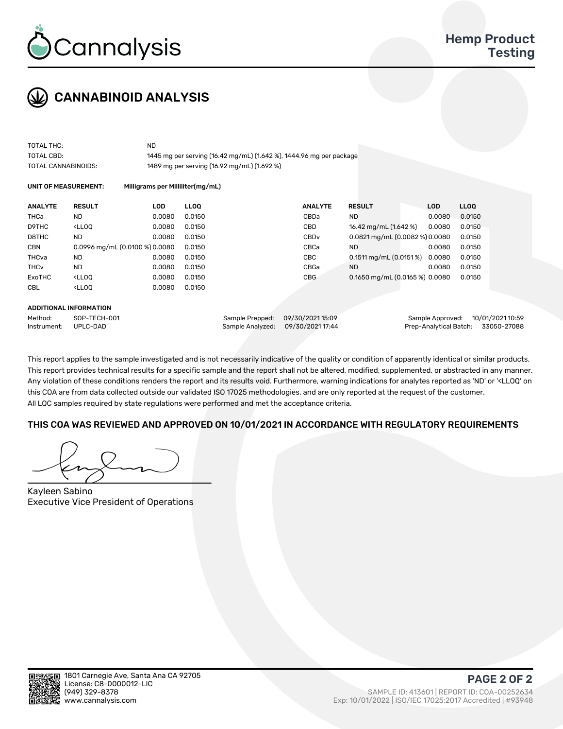Cannalysis

Hemp Product Testing

# CANNABINOID ANALYSIS

| | |
|---|---|
| TOTAL THC: | ND |
| TOTAL CBD: | 1445 mg per serving (16.42 mg/mL) (1.642 %), 1444.96 mg per package |
| TOTAL CANNABINOIDS: | 1489 mg per serving (16.92 mg/mL) (1.692 %) |

**UNIT OF MEASUREMENT:** Milligrams per Milliliter(mg/mL)

| ANALYTE | RESULT | LOD | LLOQ | ANALYTE | RESULT | LOD | LLOQ |
|---|---|---|---|---|---|---|---|
| THCa | ND | 0.0080 | 0.0150 | CBDa | ND | 0.0080 | 0.0150 |
| D9THC | <LLOQ | 0.0080 | 0.0150 | CBD | 16.42 mg/mL (1.642 %) | 0.0080 | 0.0150 |
| D8THC | ND | 0.0080 | 0.0150 | CBDv | 0.0821 mg/mL (0.0082 %) | 0.0080 | 0.0150 |
| CBN | 0.0996 mg/mL (0.0100 %) | 0.0080 | 0.0150 | CBCa | ND | 0.0080 | 0.0150 |
| THCva | ND | 0.0080 | 0.0150 | CBC | 0.1511 mg/mL (0.0151 %) | 0.0080 | 0.0150 |
| THCv | ND | 0.0080 | 0.0150 | CBGa | ND | 0.0080 | 0.0150 |
| ExoTHC | <LLOQ | 0.0080 | 0.0150 | CBG | 0.1650 mg/mL (0.0165 %) | 0.0080 | 0.0150 |
| CBL | <LLOQ | 0.0080 | 0.0150 | | | | |

**ADDITIONAL INFORMATION**

| | | | | | |
|---|---|---|---|---|---|
| Method: | SOP-TECH-001 | Sample Prepped: | 09/30/2021 15:09 | Sample Approved: | 10/01/2021 10:59 |
| Instrument: | UPLC-DAD | Sample Analyzed: | 09/30/2021 17:44 | Prep-Analytical Batch: | 33050-27088 |

This report applies to the sample investigated and is not necessarily indicative of the quality or condition of apparently identical or similar products. This report provides technical results for a specific sample and the report shall not be altered, modified, supplemented, or abstracted in any manner. Any violation of these conditions renders the report and its results void. Furthermore, warning indications for analytes reported as 'ND' or '<LLOQ' on this COA are from data collected outside our validated ISO 17025 methodologies, and are only reported at the request of the customer. All LQC samples required by state regulations were performed and met the acceptance criteria.

**THIS COA WAS REVIEWED AND APPROVED ON 10/01/2021 IN ACCORDANCE WITH REGULATORY REQUIREMENTS**

Kayleen Sabino
Executive Vice President of Operations

1801 Carnegie Ave, Santa Ana CA 92705
License: C8-0000012-LIC
(949) 329-8378
www.cannalysis.com

SAMPLE ID: 413601 | REPORT ID: COA-00252634
Exp: 10/01/2022 | ISO/IEC 17025:2017 Accredited | #93948